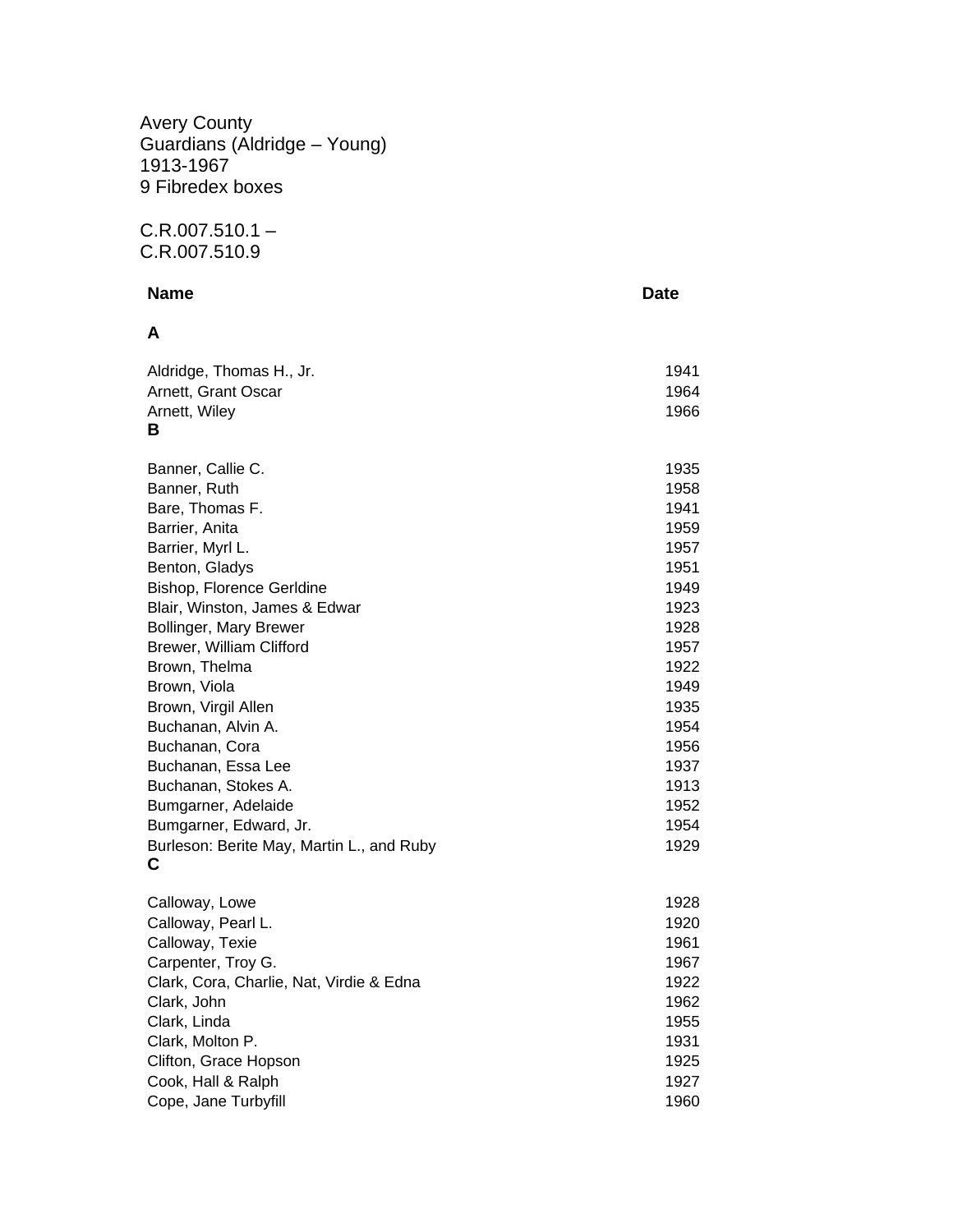Avery County
Guardians (Aldridge – Young)
1913-1967
9 Fibredex boxes

C.R.007.510.1 –
C.R.007.510.9

| Name | Date |
|---|---|
| **A** | |
| Aldridge, Thomas H., Jr. | 1941 |
| Arnett, Grant Oscar | 1964 |
| Arnett, Wiley | 1966 |
| **B** | |
| Banner, Callie C. | 1935 |
| Banner, Ruth | 1958 |
| Bare, Thomas F. | 1941 |
| Barrier, Anita | 1959 |
| Barrier, Myrl L. | 1957 |
| Benton, Gladys | 1951 |
| Bishop, Florence Gerldine | 1949 |
| Blair, Winston, James & Edwar | 1923 |
| Bollinger, Mary Brewer | 1928 |
| Brewer, William Clifford | 1957 |
| Brown, Thelma | 1922 |
| Brown, Viola | 1949 |
| Brown, Virgil Allen | 1935 |
| Buchanan, Alvin A. | 1954 |
| Buchanan, Cora | 1956 |
| Buchanan, Essa Lee | 1937 |
| Buchanan, Stokes A. | 1913 |
| Bumgarner, Adelaide | 1952 |
| Bumgarner, Edward, Jr. | 1954 |
| Burleson: Berite May, Martin L., and Ruby | 1929 |
| **C** | |
| Calloway, Lowe | 1928 |
| Calloway, Pearl L. | 1920 |
| Calloway, Texie | 1961 |
| Carpenter, Troy G. | 1967 |
| Clark, Cora, Charlie, Nat, Virdie & Edna | 1922 |
| Clark, John | 1962 |
| Clark, Linda | 1955 |
| Clark, Molton P. | 1931 |
| Clifton, Grace Hopson | 1925 |
| Cook, Hall & Ralph | 1927 |
| Cope, Jane Turbyfill | 1960 |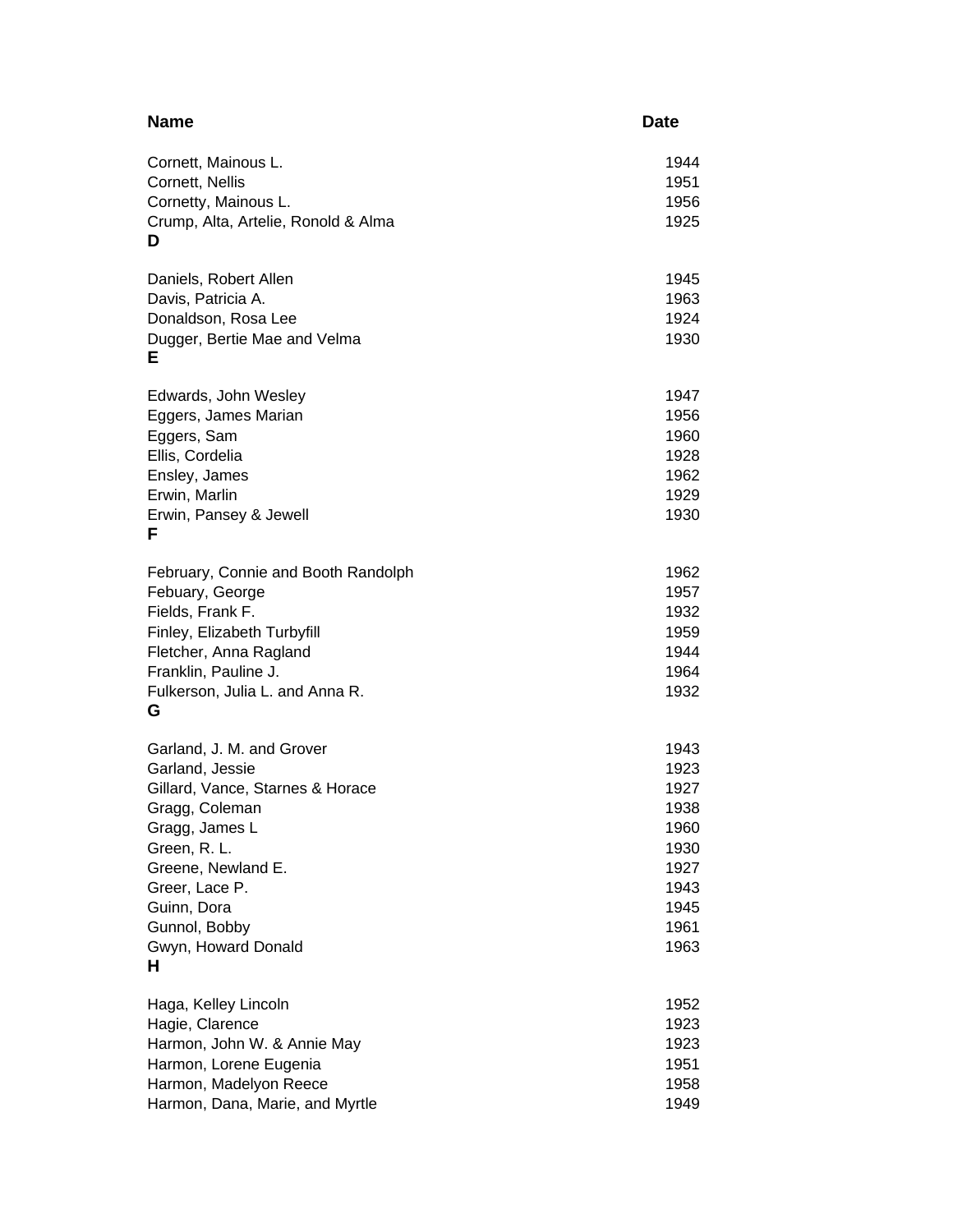| Name | Date |
| --- | --- |
| Cornett, Mainous L. | 1944 |
| Cornett, Nellis | 1951 |
| Cornetty, Mainous L. | 1956 |
| Crump, Alta, Artelie, Ronold & Alma | 1925 |
| **D** | |
| Daniels, Robert Allen | 1945 |
| Davis, Patricia A. | 1963 |
| Donaldson, Rosa Lee | 1924 |
| Dugger, Bertie Mae and Velma | 1930 |
| **E** | |
| Edwards, John Wesley | 1947 |
| Eggers, James Marian | 1956 |
| Eggers, Sam | 1960 |
| Ellis, Cordelia | 1928 |
| Ensley, James | 1962 |
| Erwin, Marlin | 1929 |
| Erwin, Pansey & Jewell | 1930 |
| **F** | |
| February, Connie and Booth Randolph | 1962 |
| Febuary, George | 1957 |
| Fields, Frank F. | 1932 |
| Finley, Elizabeth Turbyfill | 1959 |
| Fletcher, Anna Ragland | 1944 |
| Franklin, Pauline J. | 1964 |
| Fulkerson, Julia L. and Anna R. | 1932 |
| **G** | |
| Garland, J. M. and Grover | 1943 |
| Garland, Jessie | 1923 |
| Gillard, Vance, Starnes & Horace | 1927 |
| Gragg, Coleman | 1938 |
| Gragg, James L | 1960 |
| Green, R. L. | 1930 |
| Greene, Newland E. | 1927 |
| Greer, Lace P. | 1943 |
| Guinn, Dora | 1945 |
| Gunnol, Bobby | 1961 |
| Gwyn, Howard Donald | 1963 |
| **H** | |
| Haga, Kelley Lincoln | 1952 |
| Hagie, Clarence | 1923 |
| Harmon, John W. & Annie May | 1923 |
| Harmon, Lorene Eugenia | 1951 |
| Harmon, Madelyon Reece | 1958 |
| Harmon, Dana, Marie, and Myrtle | 1949 |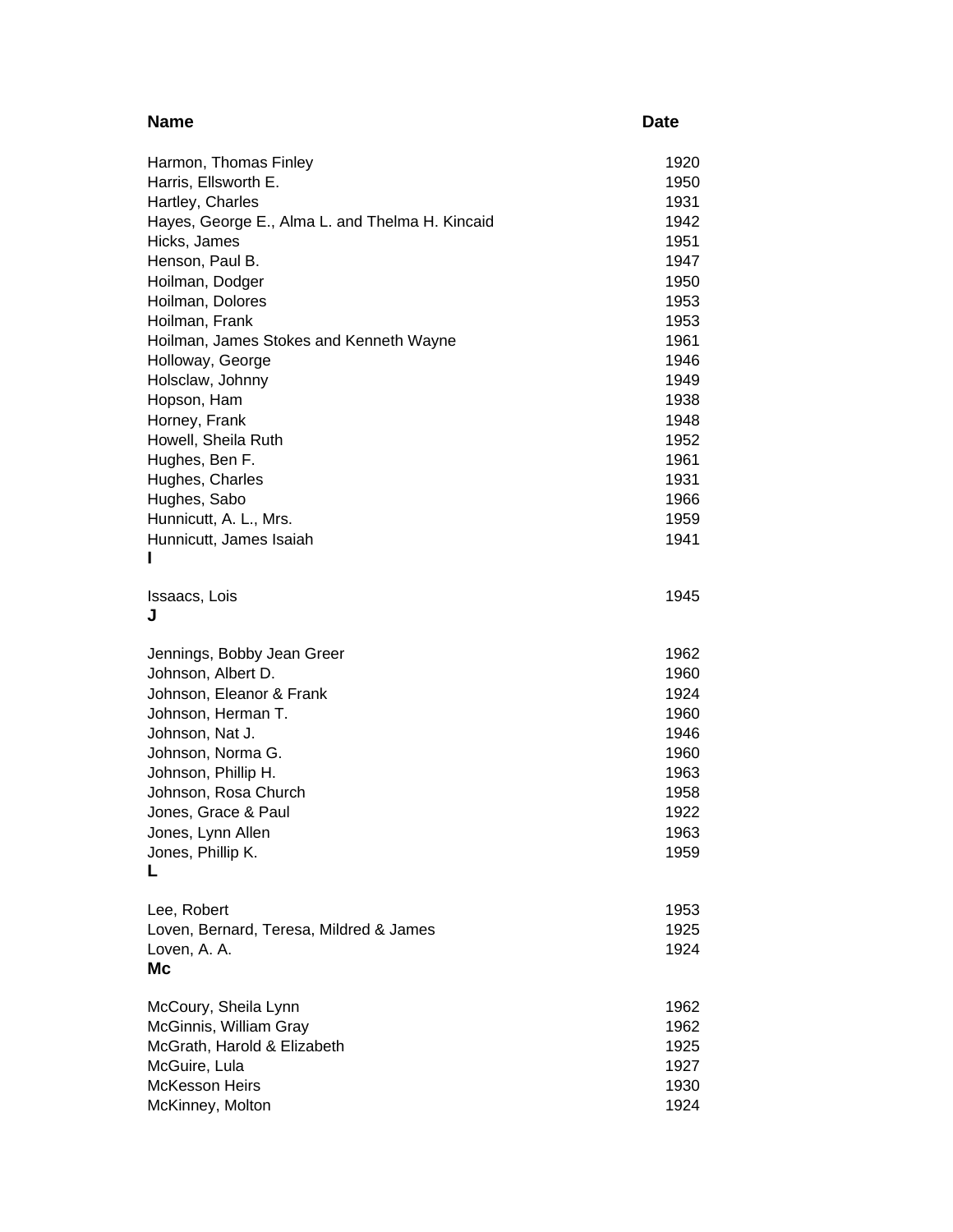| Name | Date |
|---|---|
| Harmon, Thomas Finley | 1920 |
| Harris, Ellsworth E. | 1950 |
| Hartley, Charles | 1931 |
| Hayes, George E., Alma L. and Thelma H. Kincaid | 1942 |
| Hicks, James | 1951 |
| Henson, Paul B. | 1947 |
| Hoilman, Dodger | 1950 |
| Hoilman, Dolores | 1953 |
| Hoilman, Frank | 1953 |
| Hoilman, James Stokes and Kenneth Wayne | 1961 |
| Holloway, George | 1946 |
| Holsclaw, Johnny | 1949 |
| Hopson, Ham | 1938 |
| Horney, Frank | 1948 |
| Howell, Sheila Ruth | 1952 |
| Hughes, Ben F. | 1961 |
| Hughes, Charles | 1931 |
| Hughes, Sabo | 1966 |
| Hunnicutt, A. L., Mrs. | 1959 |
| Hunnicutt, James Isaiah | 1941 |
| **I** | |
| Issaacs, Lois | 1945 |
| **J** | |
| Jennings, Bobby Jean Greer | 1962 |
| Johnson, Albert D. | 1960 |
| Johnson, Eleanor & Frank | 1924 |
| Johnson, Herman T. | 1960 |
| Johnson, Nat J. | 1946 |
| Johnson, Norma G. | 1960 |
| Johnson, Phillip H. | 1963 |
| Johnson, Rosa Church | 1958 |
| Jones, Grace & Paul | 1922 |
| Jones, Lynn Allen | 1963 |
| Jones, Phillip K. | 1959 |
| **L** | |
| Lee, Robert | 1953 |
| Loven, Bernard, Teresa, Mildred & James | 1925 |
| Loven, A. A. | 1924 |
| **Mc** | |
| McCoury, Sheila Lynn | 1962 |
| McGinnis, William Gray | 1962 |
| McGrath, Harold & Elizabeth | 1925 |
| McGuire, Lula | 1927 |
| McKesson Heirs | 1930 |
| McKinney, Molton | 1924 |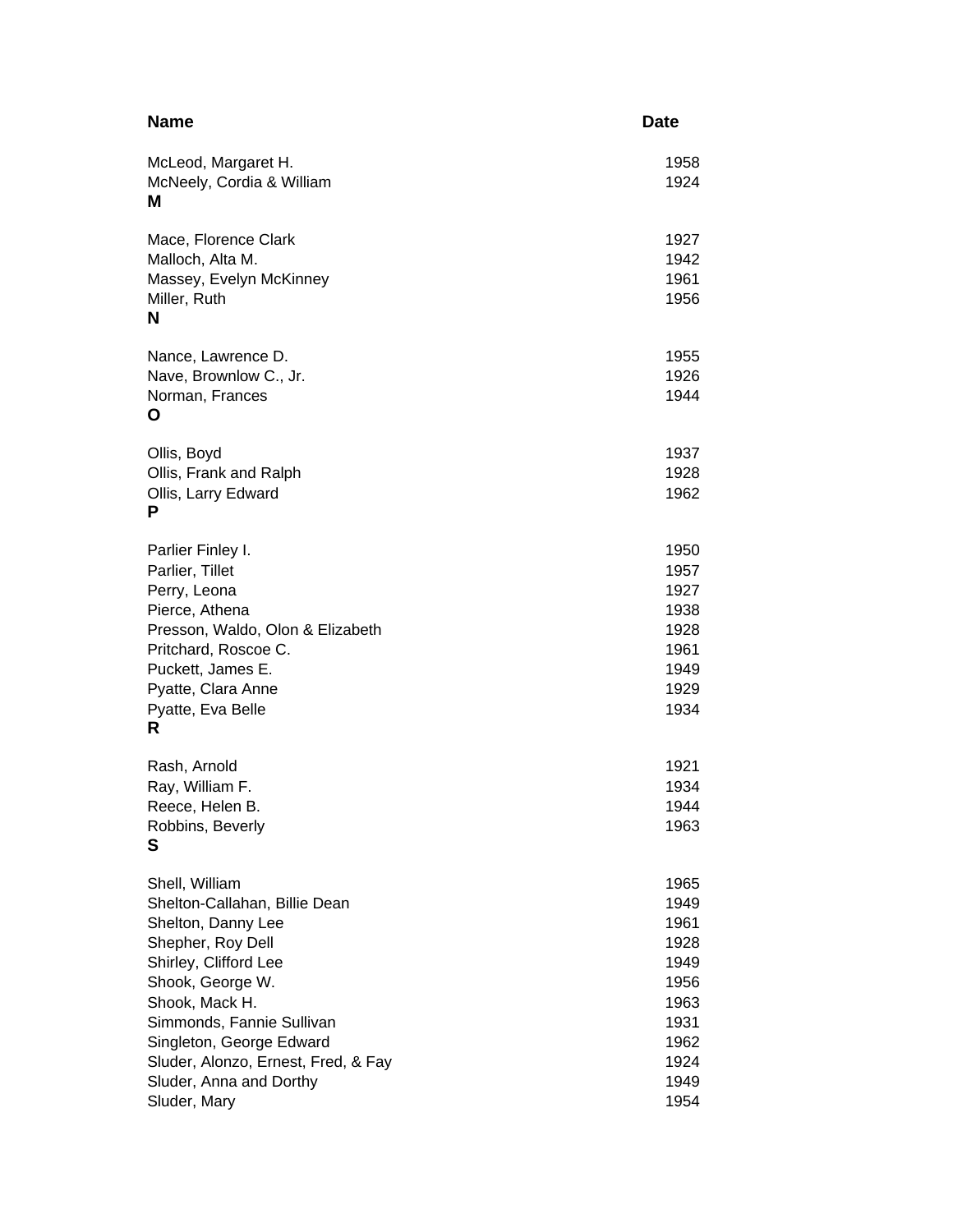| Name | Date |
|---|---|
| McLeod, Margaret H. | 1958 |
| McNeely, Cordia & William | 1924 |
| **M** | |
| Mace, Florence Clark | 1927 |
| Malloch, Alta M. | 1942 |
| Massey, Evelyn McKinney | 1961 |
| Miller, Ruth | 1956 |
| **N** | |
| Nance, Lawrence D. | 1955 |
| Nave, Brownlow C., Jr. | 1926 |
| Norman, Frances | 1944 |
| **O** | |
| Ollis, Boyd | 1937 |
| Ollis, Frank and Ralph | 1928 |
| Ollis, Larry Edward | 1962 |
| **P** | |
| Parlier Finley I. | 1950 |
| Parlier, Tillet | 1957 |
| Perry, Leona | 1927 |
| Pierce, Athena | 1938 |
| Presson, Waldo, Olon & Elizabeth | 1928 |
| Pritchard, Roscoe C. | 1961 |
| Puckett, James E. | 1949 |
| Pyatte, Clara Anne | 1929 |
| Pyatte, Eva Belle | 1934 |
| **R** | |
| Rash, Arnold | 1921 |
| Ray, William F. | 1934 |
| Reece, Helen B. | 1944 |
| Robbins, Beverly | 1963 |
| **S** | |
| Shell, William | 1965 |
| Shelton-Callahan, Billie Dean | 1949 |
| Shelton, Danny Lee | 1961 |
| Shepher, Roy Dell | 1928 |
| Shirley, Clifford Lee | 1949 |
| Shook, George W. | 1956 |
| Shook, Mack H. | 1963 |
| Simmonds, Fannie Sullivan | 1931 |
| Singleton, George Edward | 1962 |
| Sluder, Alonzo, Ernest, Fred, & Fay | 1924 |
| Sluder, Anna and Dorthy | 1949 |
| Sluder, Mary | 1954 |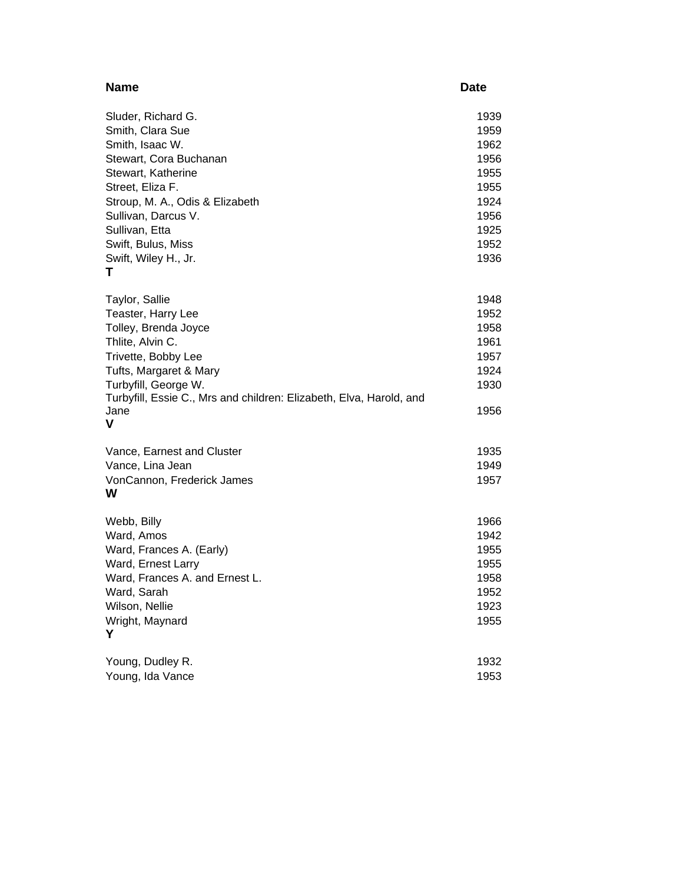| Name | Date |
| --- | --- |
| Sluder, Richard G. | 1939 |
| Smith, Clara Sue | 1959 |
| Smith, Isaac W. | 1962 |
| Stewart, Cora Buchanan | 1956 |
| Stewart, Katherine | 1955 |
| Street, Eliza F. | 1955 |
| Stroup, M. A., Odis & Elizabeth | 1924 |
| Sullivan, Darcus V. | 1956 |
| Sullivan, Etta | 1925 |
| Swift, Bulus, Miss | 1952 |
| Swift, Wiley H., Jr. | 1936 |
| **T** | |
| Taylor, Sallie | 1948 |
| Teaster, Harry Lee | 1952 |
| Tolley, Brenda Joyce | 1958 |
| Thlite, Alvin C. | 1961 |
| Trivette, Bobby Lee | 1957 |
| Tufts, Margaret & Mary | 1924 |
| Turbyfill, George W. | 1930 |
| Turbyfill, Essie C., Mrs and children: Elizabeth, Elva, Harold, and Jane | 1956 |
| **V** | |
| Vance, Earnest and Cluster | 1935 |
| Vance, Lina Jean | 1949 |
| VonCannon, Frederick James | 1957 |
| **W** | |
| Webb, Billy | 1966 |
| Ward, Amos | 1942 |
| Ward, Frances A. (Early) | 1955 |
| Ward, Ernest Larry | 1955 |
| Ward, Frances A. and Ernest L. | 1958 |
| Ward, Sarah | 1952 |
| Wilson, Nellie | 1923 |
| Wright, Maynard | 1955 |
| **Y** | |
| Young, Dudley R. | 1932 |
| Young, Ida Vance | 1953 |